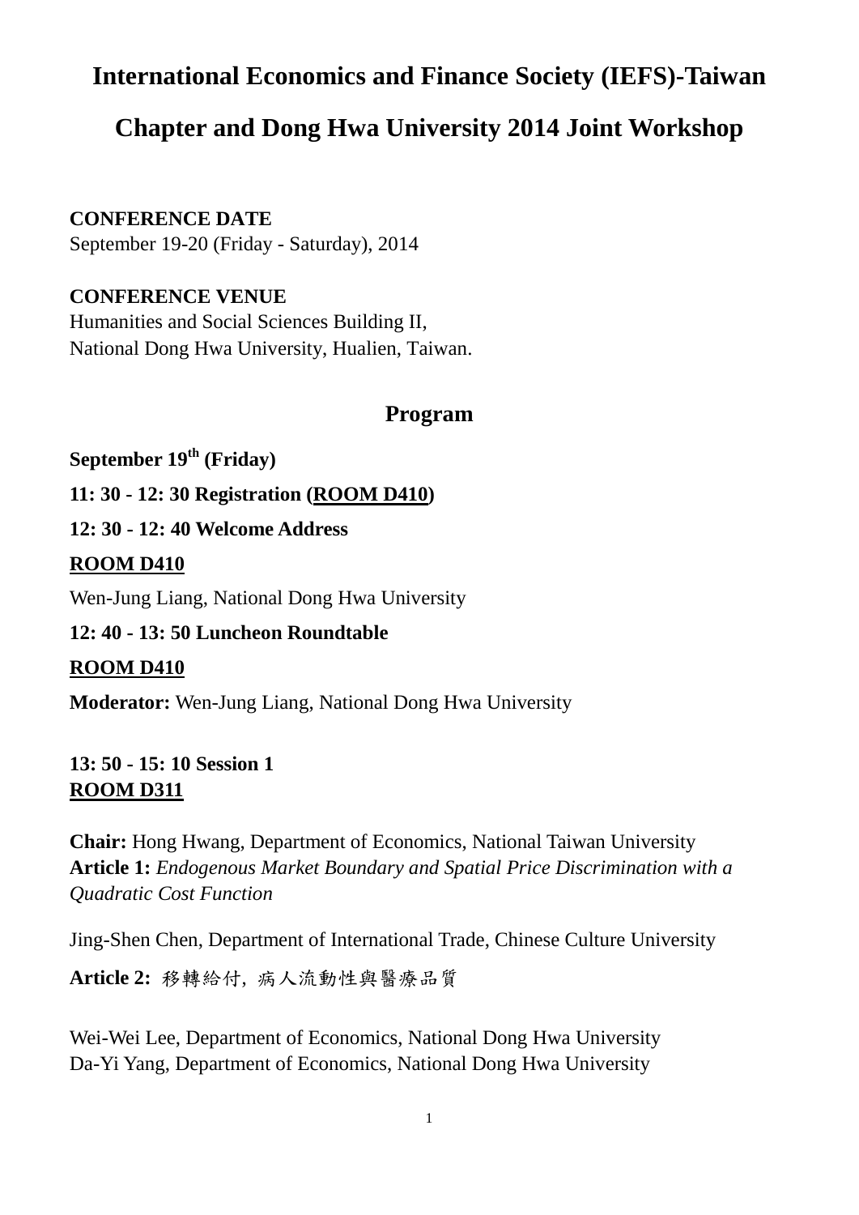# International Economics and Finance Society (IEFS)-Taiwan Chapter and Dong Hwa University 2014 Joint Workshop

**CONFERENCE DATE**

September 19-20 (Friday - Saturday), 2014

**CONFERENCE VENUE**

Humanities and Social Sciences Building II,
National Dong Hwa University, Hualien, Taiwan.

## Program

**September 19th (Friday)**

**11: 30 - 12: 30 Registration (ROOM D410)**

**12: 30 - 12: 40 Welcome Address**

**ROOM D410**

Wen-Jung Liang, National Dong Hwa University

**12: 40 - 13: 50 Luncheon Roundtable**

**ROOM D410**

**Moderator:** Wen-Jung Liang, National Dong Hwa University

**13: 50 - 15: 10 Session 1**
**ROOM D311**

**Chair:** Hong Hwang, Department of Economics, National Taiwan University
**Article 1:** *Endogenous Market Boundary and Spatial Price Discrimination with a Quadratic Cost Function*

Jing-Shen Chen, Department of International Trade, Chinese Culture University

**Article 2:** 移轉給付, 病人流動性與醫療品質

Wei-Wei Lee, Department of Economics, National Dong Hwa University
Da-Yi Yang, Department of Economics, National Dong Hwa University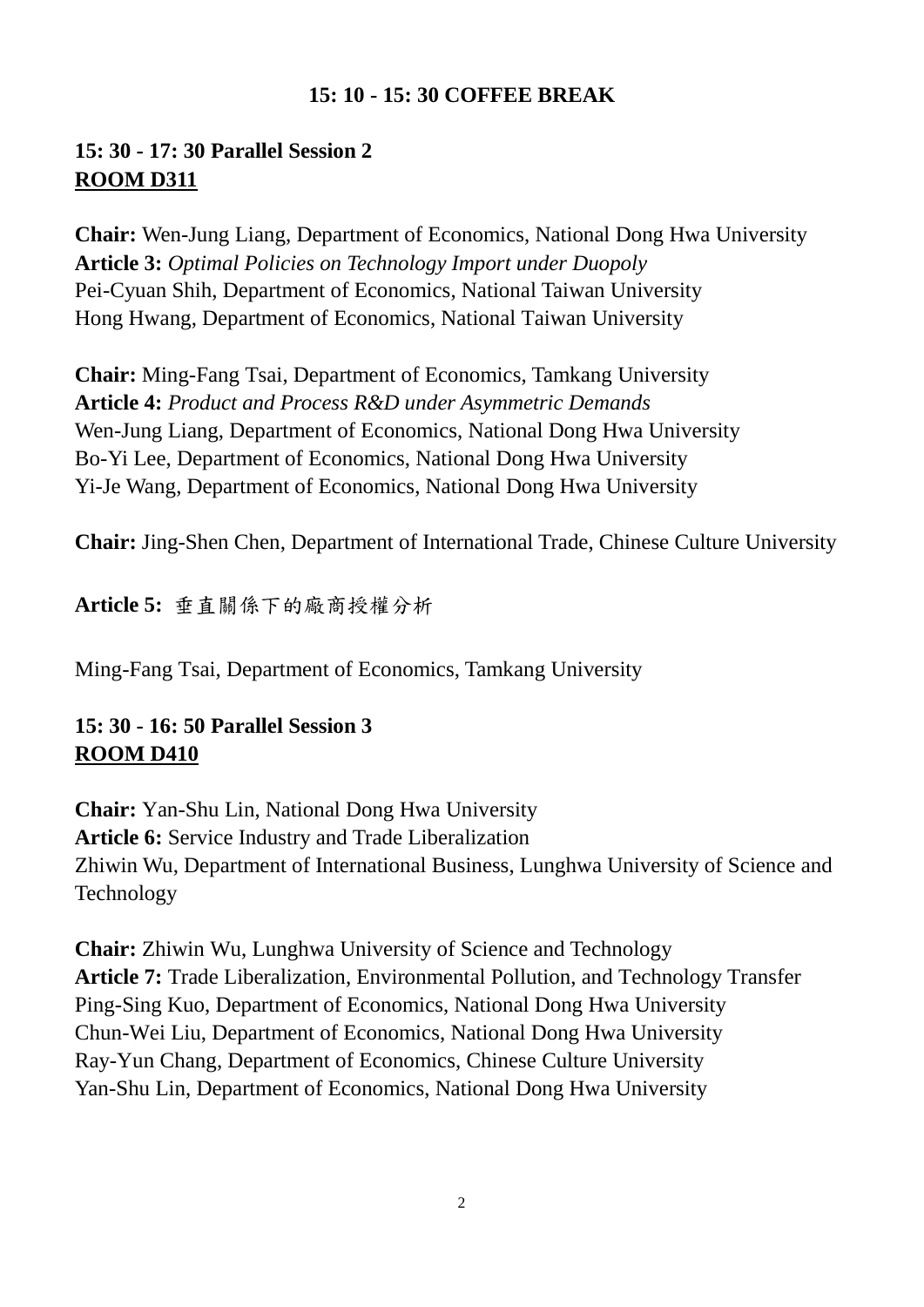**15: 10 - 15: 30 COFFEE BREAK**

**15: 30 - 17: 30 Parallel Session 2**
**ROOM D311**

**Chair:** Wen-Jung Liang, Department of Economics, National Dong Hwa University
**Article 3:** *Optimal Policies on Technology Import under Duopoly*
Pei-Cyuan Shih, Department of Economics, National Taiwan University
Hong Hwang, Department of Economics, National Taiwan University

**Chair:** Ming-Fang Tsai, Department of Economics, Tamkang University
**Article 4:** *Product and Process R&D under Asymmetric Demands*
Wen-Jung Liang, Department of Economics, National Dong Hwa University
Bo-Yi Lee, Department of Economics, National Dong Hwa University
Yi-Je Wang, Department of Economics, National Dong Hwa University

**Chair:** Jing-Shen Chen, Department of International Trade, Chinese Culture University

**Article 5:** 垂直關係下的廠商授權分析

Ming-Fang Tsai, Department of Economics, Tamkang University

**15: 30 - 16: 50 Parallel Session 3**
**ROOM D410**

**Chair:** Yan-Shu Lin, National Dong Hwa University
**Article 6:** Service Industry and Trade Liberalization
Zhiwin Wu, Department of International Business, Lunghwa University of Science and Technology

**Chair:** Zhiwin Wu, Lunghwa University of Science and Technology
**Article 7:** Trade Liberalization, Environmental Pollution, and Technology Transfer
Ping-Sing Kuo, Department of Economics, National Dong Hwa University
Chun-Wei Liu, Department of Economics, National Dong Hwa University
Ray-Yun Chang, Department of Economics, Chinese Culture University
Yan-Shu Lin, Department of Economics, National Dong Hwa University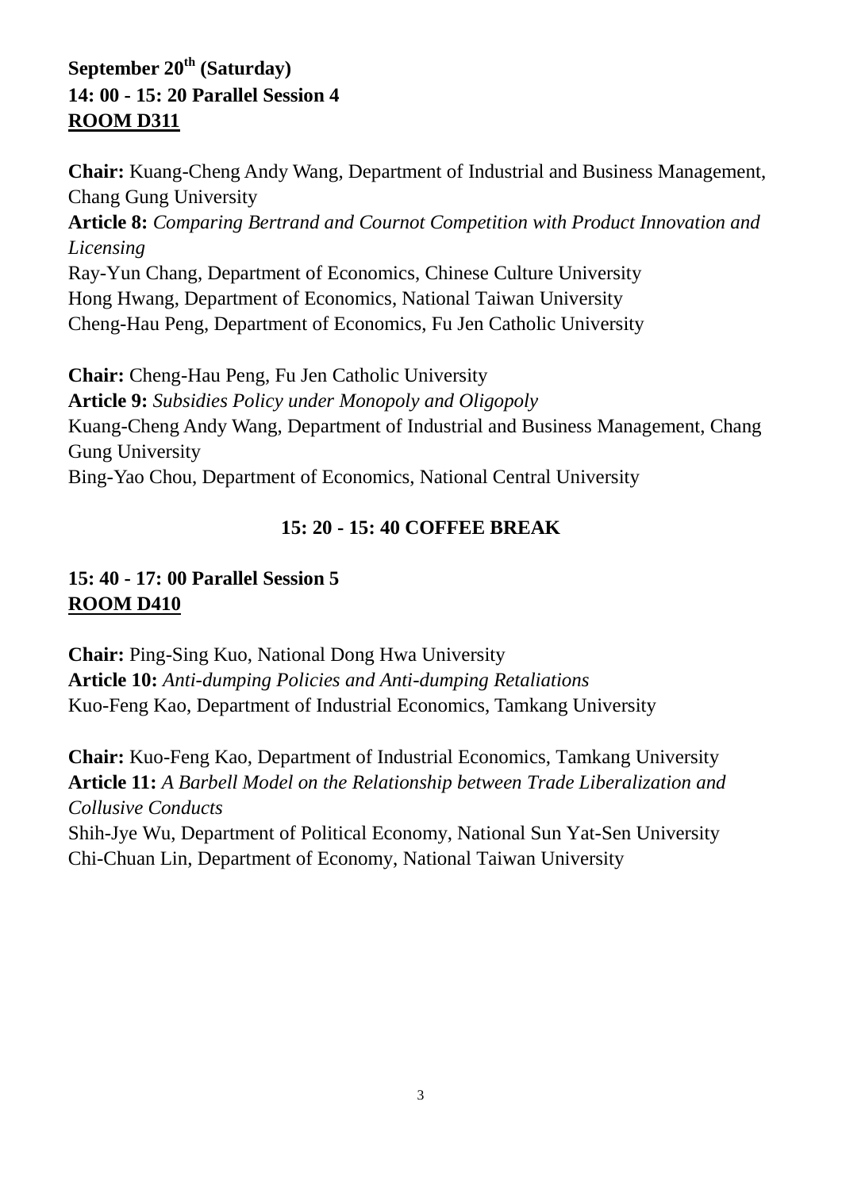**September 20th (Saturday)**
**14: 00 - 15: 20 Parallel Session 4**
**ROOM D311**

**Chair:** Kuang-Cheng Andy Wang, Department of Industrial and Business Management, Chang Gung University
**Article 8:** *Comparing Bertrand and Cournot Competition with Product Innovation and Licensing*
Ray-Yun Chang, Department of Economics, Chinese Culture University
Hong Hwang, Department of Economics, National Taiwan University
Cheng-Hau Peng, Department of Economics, Fu Jen Catholic University

**Chair:** Cheng-Hau Peng, Fu Jen Catholic University
**Article 9:** *Subsidies Policy under Monopoly and Oligopoly*
Kuang-Cheng Andy Wang, Department of Industrial and Business Management, Chang Gung University
Bing-Yao Chou, Department of Economics, National Central University

**15: 20 - 15: 40 COFFEE BREAK**

**15: 40 - 17: 00 Parallel Session 5**
**ROOM D410**

**Chair:** Ping-Sing Kuo, National Dong Hwa University
**Article 10:** *Anti-dumping Policies and Anti-dumping Retaliations*
Kuo-Feng Kao, Department of Industrial Economics, Tamkang University

**Chair:** Kuo-Feng Kao, Department of Industrial Economics, Tamkang University
**Article 11:** *A Barbell Model on the Relationship between Trade Liberalization and Collusive Conducts*
Shih-Jye Wu, Department of Political Economy, National Sun Yat-Sen University
Chi-Chuan Lin, Department of Economy, National Taiwan University